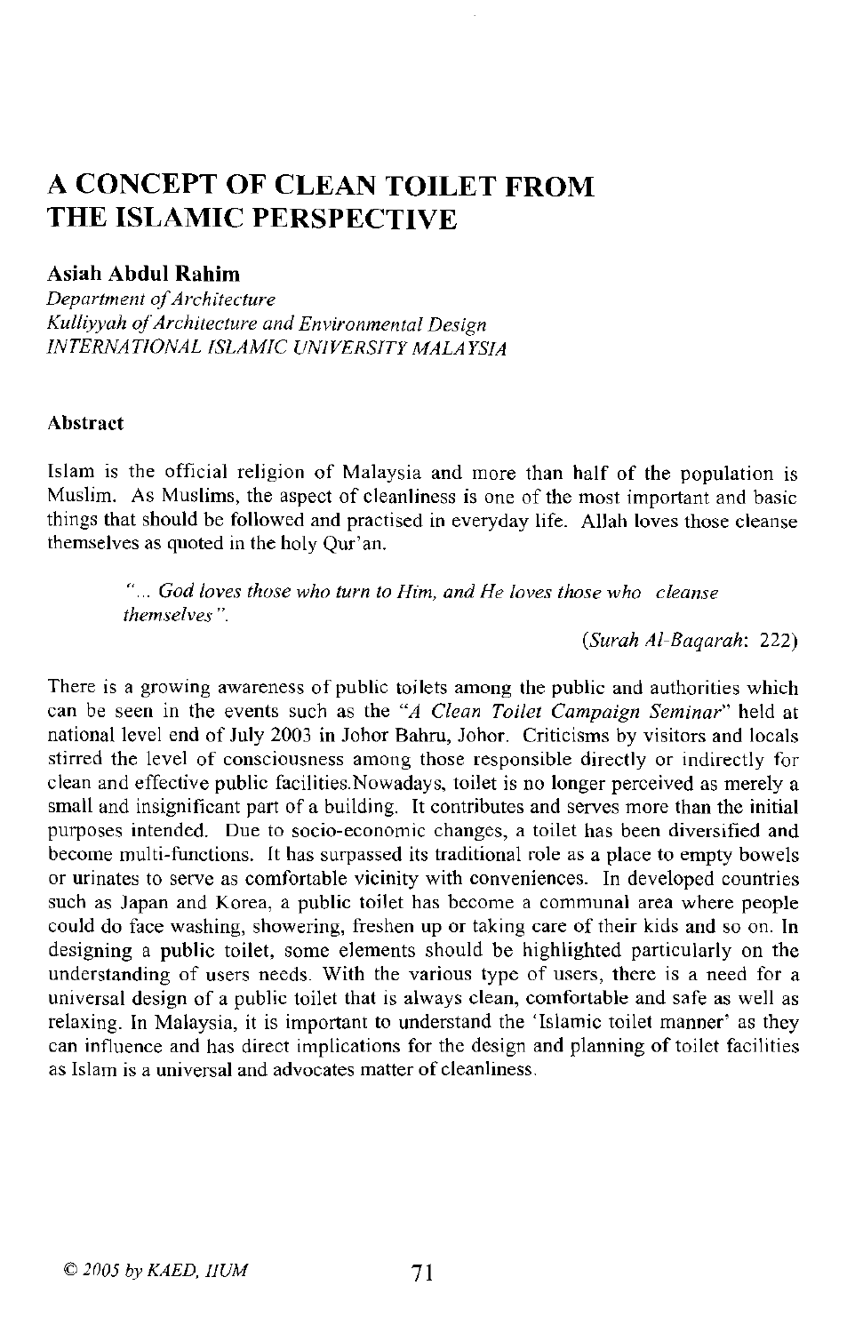# A CONCEPT OF CLEAN TOILET FROM THE ISLAMIC PERSPECTIVE

**Asiah Abdul Rahim**

*Department of Architecture*
*Kulliyyah of Architecture and Environmental Design*
*INTERNATIONAL ISLAMIC UNIVERSITY MALAYSIA*

### Abstract

Islam is the official religion of Malaysia and more than half of the population is Muslim. As Muslims, the aspect of cleanliness is one of the most important and basic things that should be followed and practised in everyday life. Allah loves those cleanse themselves as quoted in the holy Qur'an.

> *"... God loves those who turn to Him, and He loves those who cleanse themselves".*
>
> (*Surah Al-Baqarah*: 222)

There is a growing awareness of public toilets among the public and authorities which can be seen in the events such as the *"A Clean Toilet Campaign Seminar"* held at national level end of July 2003 in Johor Bahru, Johor. Criticisms by visitors and locals stirred the level of consciousness among those responsible directly or indirectly for clean and effective public facilities.Nowadays, toilet is no longer perceived as merely a small and insignificant part of a building. It contributes and serves more than the initial purposes intended. Due to socio-economic changes, a toilet has been diversified and become multi-functions. It has surpassed its traditional role as a place to empty bowels or urinates to serve as comfortable vicinity with conveniences. In developed countries such as Japan and Korea, a public toilet has become a communal area where people could do face washing, showering, freshen up or taking care of their kids and so on. In designing a public toilet, some elements should be highlighted particularly on the understanding of users needs. With the various type of users, there is a need for a universal design of a public toilet that is always clean, comfortable and safe as well as relaxing. In Malaysia, it is important to understand the 'Islamic toilet manner' as they can influence and has direct implications for the design and planning of toilet facilities as Islam is a universal and advocates matter of cleanliness.

*© 2005 by KAED, IIUM*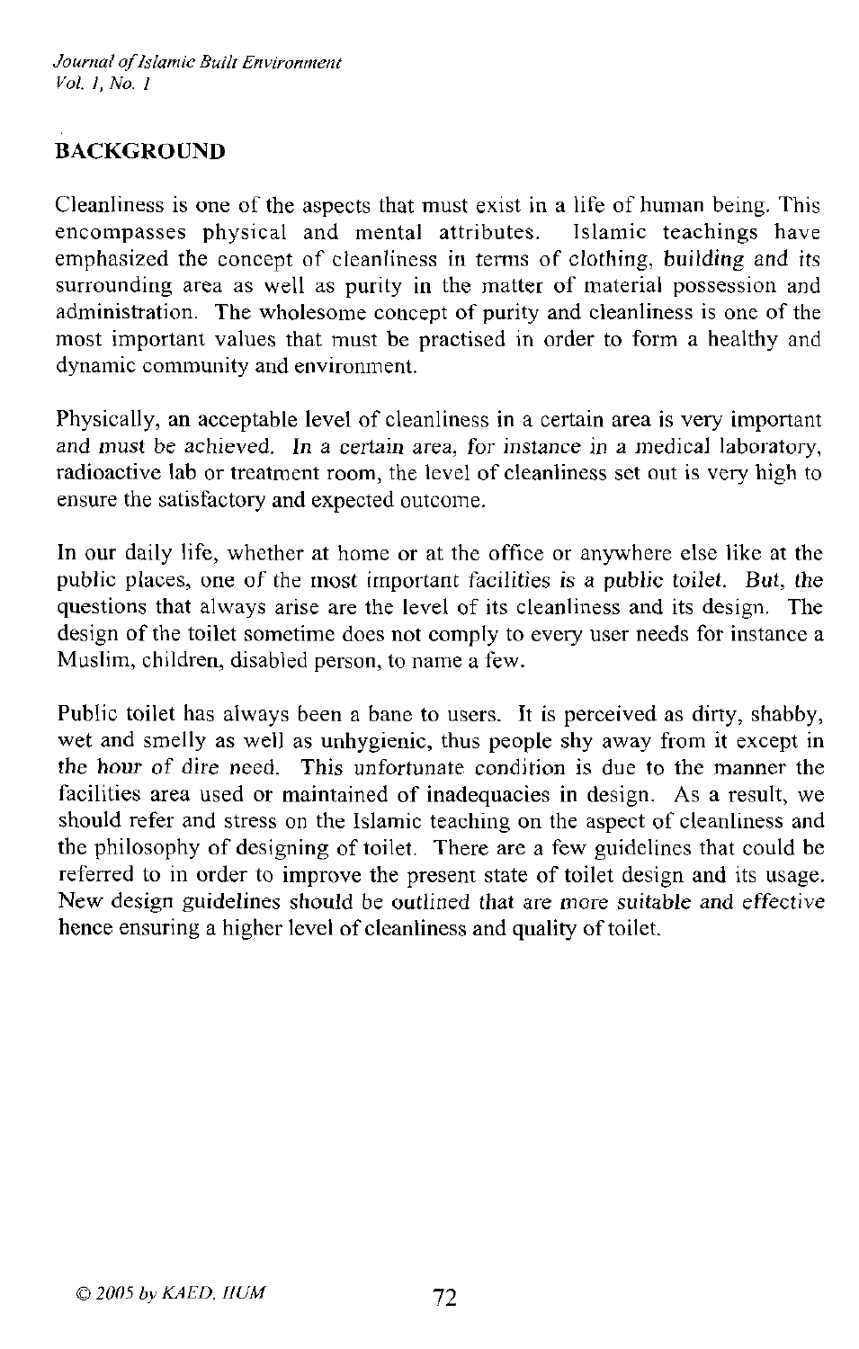## BACKGROUND

Cleanliness is one of the aspects that must exist in a life of human being. This encompasses physical and mental attributes. Islamic teachings have emphasized the concept of cleanliness in terms of clothing, building and its surrounding area as well as purity in the matter of material possession and administration. The wholesome concept of purity and cleanliness is one of the most important values that must be practised in order to form a healthy and dynamic community and environment.

Physically, an acceptable level of cleanliness in a certain area is very important and must be achieved. In a certain area, for instance in a medical laboratory, radioactive lab or treatment room, the level of cleanliness set out is very high to ensure the satisfactory and expected outcome.

In our daily life, whether at home or at the office or anywhere else like at the public places, one of the most important facilities is a public toilet. But, the questions that always arise are the level of its cleanliness and its design. The design of the toilet sometime does not comply to every user needs for instance a Muslim, children, disabled person, to name a few.

Public toilet has always been a bane to users. It is perceived as dirty, shabby, wet and smelly as well as unhygienic, thus people shy away from it except in the hour of dire need. This unfortunate condition is due to the manner the facilities area used or maintained of inadequacies in design. As a result, we should refer and stress on the Islamic teaching on the aspect of cleanliness and the philosophy of designing of toilet. There are a few guidelines that could be referred to in order to improve the present state of toilet design and its usage. New design guidelines should be outlined that are more suitable and effective hence ensuring a higher level of cleanliness and quality of toilet.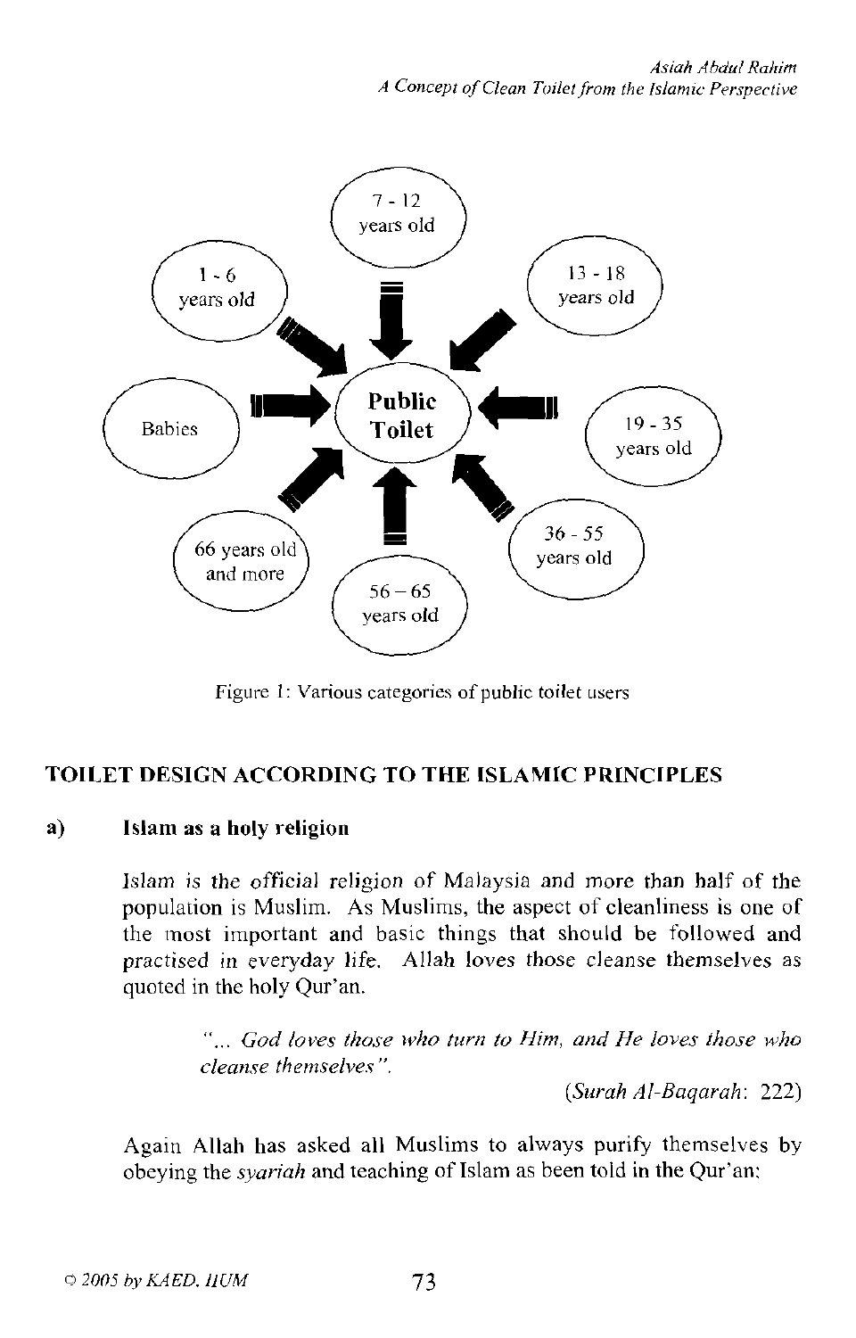Figure 1: Various categories of public toilet users

## TOILET DESIGN ACCORDING TO THE ISLAMIC PRINCIPLES

### a) Islam as a holy religion

Islam is the official religion of Malaysia and more than half of the population is Muslim. As Muslims, the aspect of cleanliness is one of the most important and basic things that should be followed and practised in everyday life. Allah loves those cleanse themselves as quoted in the holy Qur'an.

> *"... God loves those who turn to Him, and He loves those who cleanse themselves".*
>
> (*Surah Al-Baqarah*: 222)

Again Allah has asked all Muslims to always purify themselves by obeying the *syariah* and teaching of Islam as been told in the Qur'an: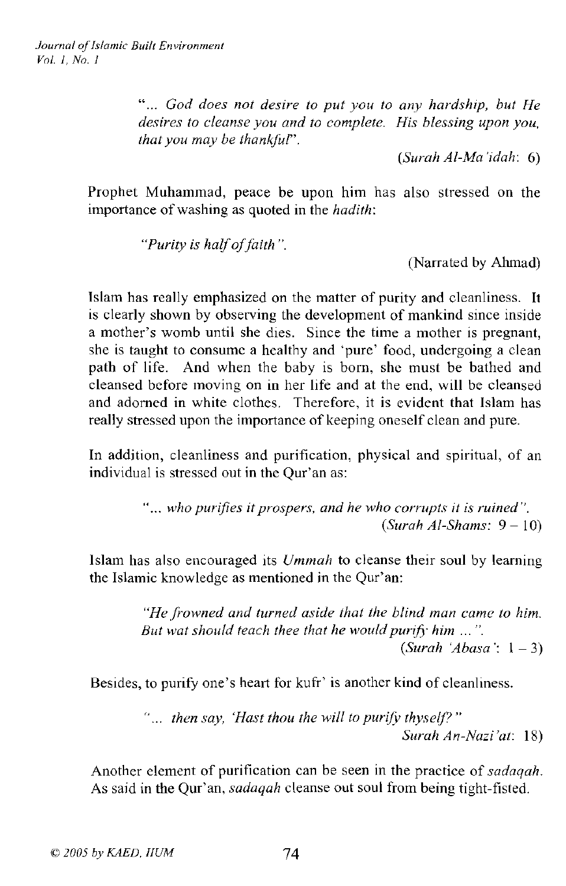> "*... God does not desire to put you to any hardship, but He desires to cleanse you and to complete. His blessing upon you, that you may be thankful*".
>
> (*Surah Al-Ma'idah*: 6)

Prophet Muhammad, peace be upon him has also stressed on the importance of washing as quoted in the *hadith*:

> "*Purity is half of faith*".
>
> (Narrated by Ahmad)

Islam has really emphasized on the matter of purity and cleanliness. It is clearly shown by observing the development of mankind since inside a mother's womb until she dies. Since the time a mother is pregnant, she is taught to consume a healthy and 'pure' food, undergoing a clean path of life. And when the baby is born, she must be bathed and cleansed before moving on in her life and at the end, will be cleansed and adorned in white clothes. Therefore, it is evident that Islam has really stressed upon the importance of keeping oneself clean and pure.

In addition, cleanliness and purification, physical and spiritual, of an individual is stressed out in the Qur'an as:

> "*... who purifies it prospers, and he who corrupts it is ruined*".
>
> (*Surah Al-Shams*: 9 – 10)

Islam has also encouraged its *Ummah* to cleanse their soul by learning the Islamic knowledge as mentioned in the Qur'an:

> "*He frowned and turned aside that the blind man came to him. But wat should teach thee that he would purify him ...*".
>
> (*Surah 'Abasa'*: 1 – 3)

Besides, to purify one's heart for kufr' is another kind of cleanliness.

> "*... then say, 'Hast thou the will to purify thyself?*"
>
> *Surah An-Nazi'at*: 18)

Another element of purification can be seen in the practice of *sadaqah*. As said in the Qur'an, *sadaqah* cleanse out soul from being tight-fisted.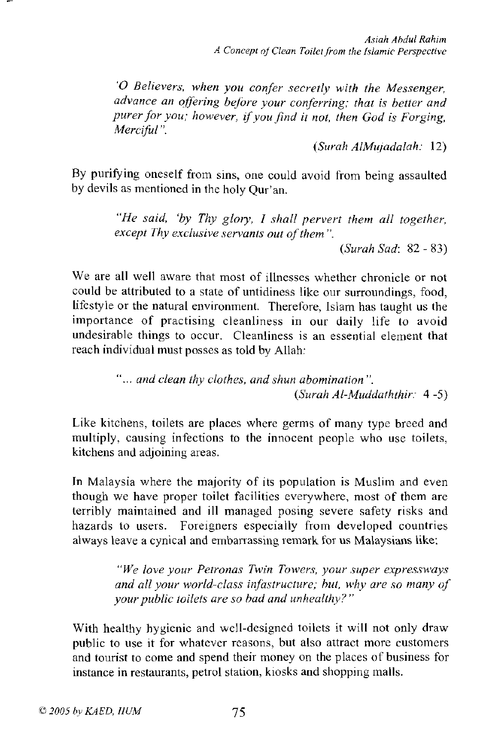*'O Believers, when you confer secretly with the Messenger, advance an offering before your conferring; that is better and purer for you; however, if you find it not, then God is Forging, Merciful".*

(*Surah AlMujadalah:* 12)

By purifying oneself from sins, one could avoid from being assaulted by devils as mentioned in the holy Qur'an.

*"He said, 'by Thy glory, I shall pervert them all together, except Thy exclusive servants out of them".*

(*Surah Sad*: 82 - 83)

We are all well aware that most of illnesses whether chronicle or not could be attributed to a state of untidiness like our surroundings, food, lifestyle or the natural environment. Therefore, Islam has taught us the importance of practising cleanliness in our daily life to avoid undesirable things to occur. Cleanliness is an essential element that reach individual must posses as told by Allah:

*"... and clean thy clothes, and shun abomination".*

(*Surah Al-Muddaththir:* 4 -5)

Like kitchens, toilets are places where germs of many type breed and multiply, causing infections to the innocent people who use toilets, kitchens and adjoining areas.

In Malaysia where the majority of its population is Muslim and even though we have proper toilet facilities everywhere, most of them are terribly maintained and ill managed posing severe safety risks and hazards to users. Foreigners especially from developed countries always leave a cynical and embarrassing remark for us Malaysians like:

*"We love your Petronas Twin Towers, your super expressways and all your world-class infastructure; but, why are so many of your public toilets are so bad and unhealthy?"*

With healthy hygienic and well-designed toilets it will not only draw public to use it for whatever reasons, but also attract more customers and tourist to come and spend their money on the places of business for instance in restaurants, petrol station, kiosks and shopping malls.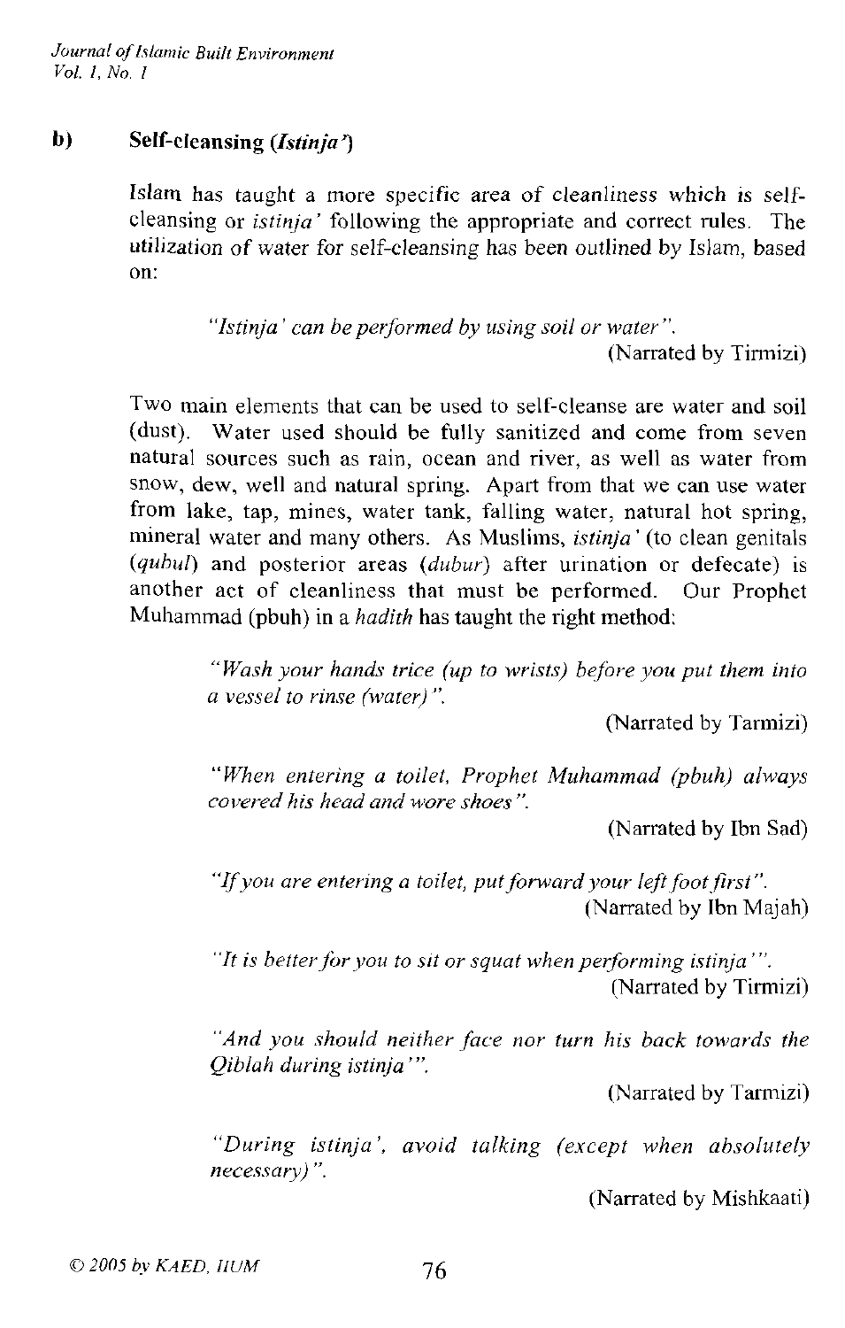**b) Self-cleansing (*Istinja'*)**

Islam has taught a more specific area of cleanliness which is self-cleansing or *istinja'* following the appropriate and correct rules. The utilization of water for self-cleansing has been outlined by Islam, based on:

> *"Istinja' can be performed by using soil or water".*
>
> (Narrated by Tirmizi)

Two main elements that can be used to self-cleanse are water and soil (dust). Water used should be fully sanitized and come from seven natural sources such as rain, ocean and river, as well as water from snow, dew, well and natural spring. Apart from that we can use water from lake, tap, mines, water tank, falling water, natural hot spring, mineral water and many others. As Muslims, *istinja'* (to clean genitals (*qubul*) and posterior areas (*dubur*) after urination or defecate) is another act of cleanliness that must be performed. Our Prophet Muhammad (pbuh) in a *hadith* has taught the right method:

> *"Wash your hands trice (up to wrists) before you put them into a vessel to rinse (water)".*
>
> (Narrated by Tarmizi)

> *"When entering a toilet, Prophet Muhammad (pbuh) always covered his head and wore shoes".*
>
> (Narrated by Ibn Sad)

> *"If you are entering a toilet, put forward your left foot first".*
>
> (Narrated by Ibn Majah)

> *"It is better for you to sit or squat when performing istinja'".*
>
> (Narrated by Tirmizi)

> *"And you should neither face nor turn his back towards the Qiblah during istinja'".*
>
> (Narrated by Tarmizi)

> *"During istinja', avoid talking (except when absolutely necessary)".*
>
> (Narrated by Mishkaati)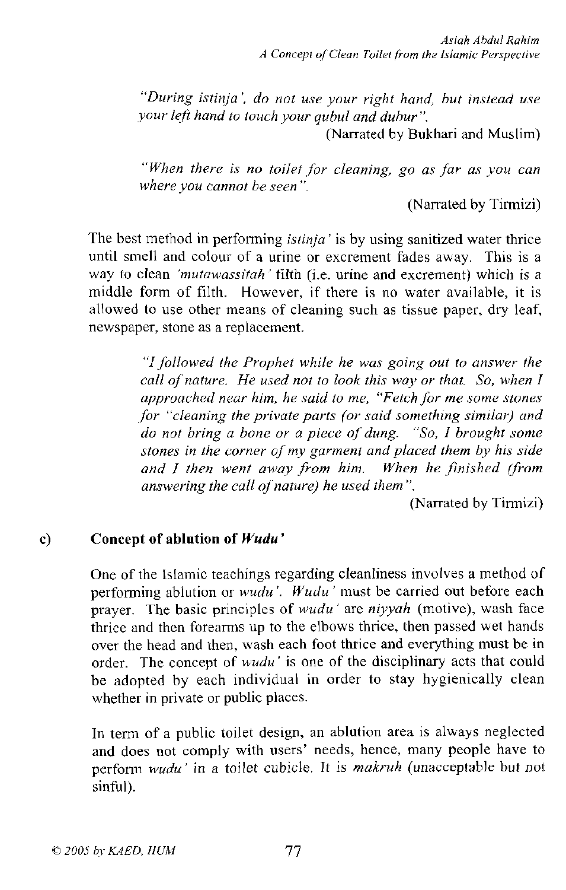> *"During istinja', do not use your right hand, but instead use your left hand to touch your qubul and dubur".*
>
> (Narrated by Bukhari and Muslim)

> *"When there is no toilet for cleaning, go as far as you can where you cannot be seen".*
>
> (Narrated by Tirmizi)

The best method in performing *istinja'* is by using sanitized water thrice until smell and colour of a urine or excrement fades away. This is a way to clean *'mutawassitah'* filth (i.e. urine and excrement) which is a middle form of filth. However, if there is no water available, it is allowed to use other means of cleaning such as tissue paper, dry leaf, newspaper, stone as a replacement.

> *"I followed the Prophet while he was going out to answer the call of nature. He used not to look this way or that. So, when I approached near him, he said to me, "Fetch for me some stones for "cleaning the private parts (or said something similar) and do not bring a bone or a piece of dung. "So, I brought some stones in the corner of my garment and placed them by his side and I then went away from him. When he finished (from answering the call of nature) he used them".*
>
> (Narrated by Tirmizi)

### c) Concept of ablution of *Wudu'*

One of the Islamic teachings regarding cleanliness involves a method of performing ablution or *wudu'*. *Wudu'* must be carried out before each prayer. The basic principles of *wudu'* are *niyyah* (motive), wash face thrice and then forearms up to the elbows thrice, then passed wet hands over the head and then, wash each foot thrice and everything must be in order. The concept of *wudu'* is one of the disciplinary acts that could be adopted by each individual in order to stay hygienically clean whether in private or public places.

In term of a public toilet design, an ablution area is always neglected and does not comply with users' needs, hence, many people have to perform *wudu'* in a toilet cubicle. It is *makruh* (unacceptable but not sinful).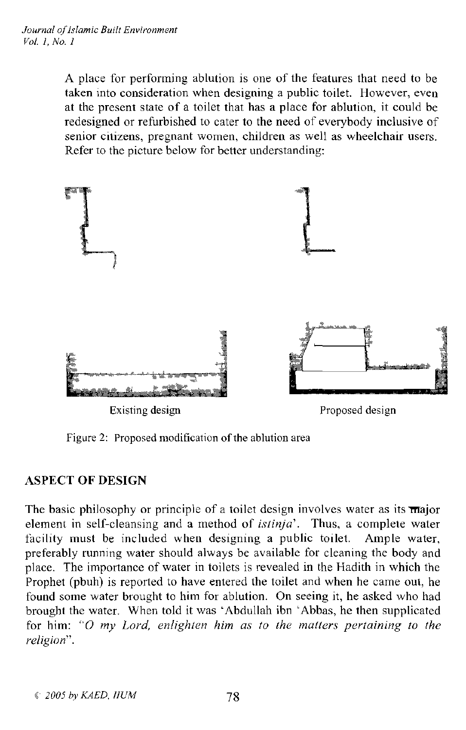A place for performing ablution is one of the features that need to be taken into consideration when designing a public toilet. However, even at the present state of a toilet that has a place for ablution, it could be redesigned or refurbished to cater to the need of everybody inclusive of senior citizens, pregnant women, children as well as wheelchair users. Refer to the picture below for better understanding:

Existing design

Proposed design

Figure 2: Proposed modification of the ablution area

## ASPECT OF DESIGN

The basic philosophy or principle of a toilet design involves water as its major element in self-cleansing and a method of *istinja'*. Thus, a complete water facility must be included when designing a public toilet. Ample water, preferably running water should always be available for cleaning the body and place. The importance of water in toilets is revealed in the Hadith in which the Prophet (pbuh) is reported to have entered the toilet and when he came out, he found some water brought to him for ablution. On seeing it, he asked who had brought the water. When told it was 'Abdullah ibn 'Abbas, he then supplicated for him: *"O my Lord, enlighten him as to the matters pertaining to the religion"*.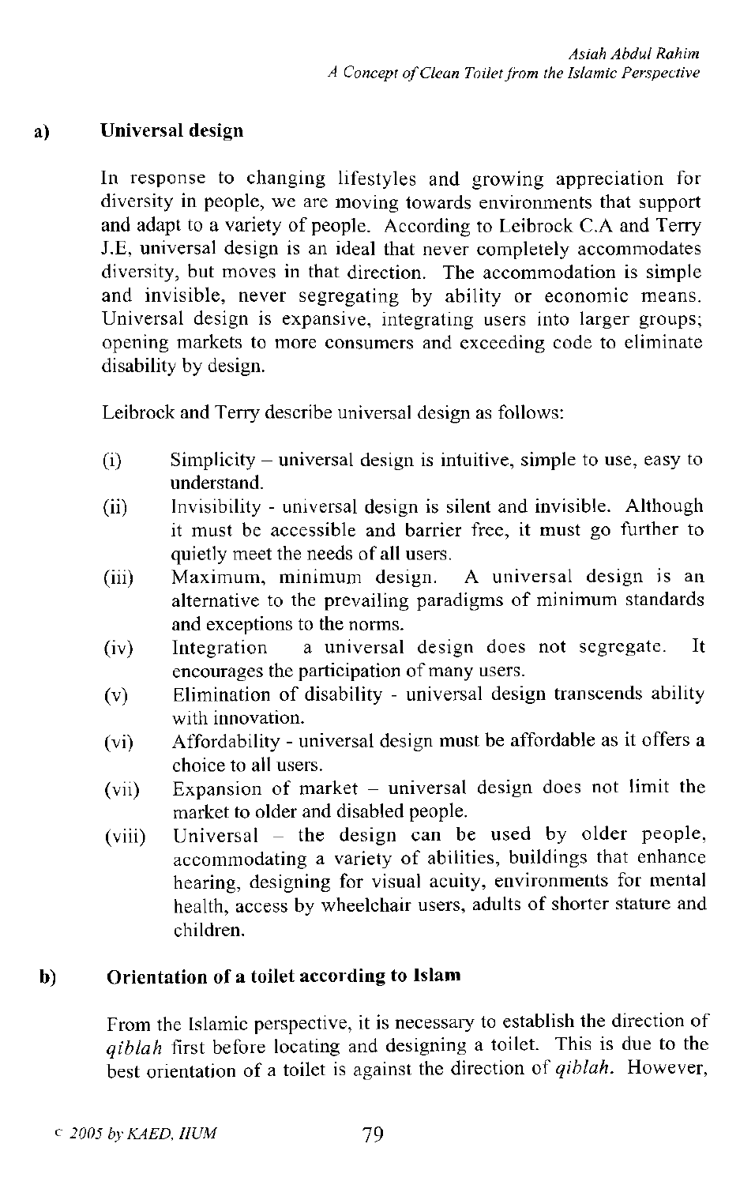### a) Universal design

In response to changing lifestyles and growing appreciation for diversity in people, we are moving towards environments that support and adapt to a variety of people. According to Leibrock C.A and Terry J.E, universal design is an ideal that never completely accommodates diversity, but moves in that direction. The accommodation is simple and invisible, never segregating by ability or economic means. Universal design is expansive, integrating users into larger groups; opening markets to more consumers and exceeding code to eliminate disability by design.

Leibrock and Terry describe universal design as follows:

(i) Simplicity – universal design is intuitive, simple to use, easy to understand.

(ii) Invisibility - universal design is silent and invisible. Although it must be accessible and barrier free, it must go further to quietly meet the needs of all users.

(iii) Maximum, minimum design. A universal design is an alternative to the prevailing paradigms of minimum standards and exceptions to the norms.

(iv) Integration a universal design does not segregate. It encourages the participation of many users.

(v) Elimination of disability - universal design transcends ability with innovation.

(vi) Affordability - universal design must be affordable as it offers a choice to all users.

(vii) Expansion of market – universal design does not limit the market to older and disabled people.

(viii) Universal – the design can be used by older people, accommodating a variety of abilities, buildings that enhance hearing, designing for visual acuity, environments for mental health, access by wheelchair users, adults of shorter stature and children.

### b) Orientation of a toilet according to Islam

From the Islamic perspective, it is necessary to establish the direction of *qiblah* first before locating and designing a toilet. This is due to the best orientation of a toilet is against the direction of *qiblah*. However,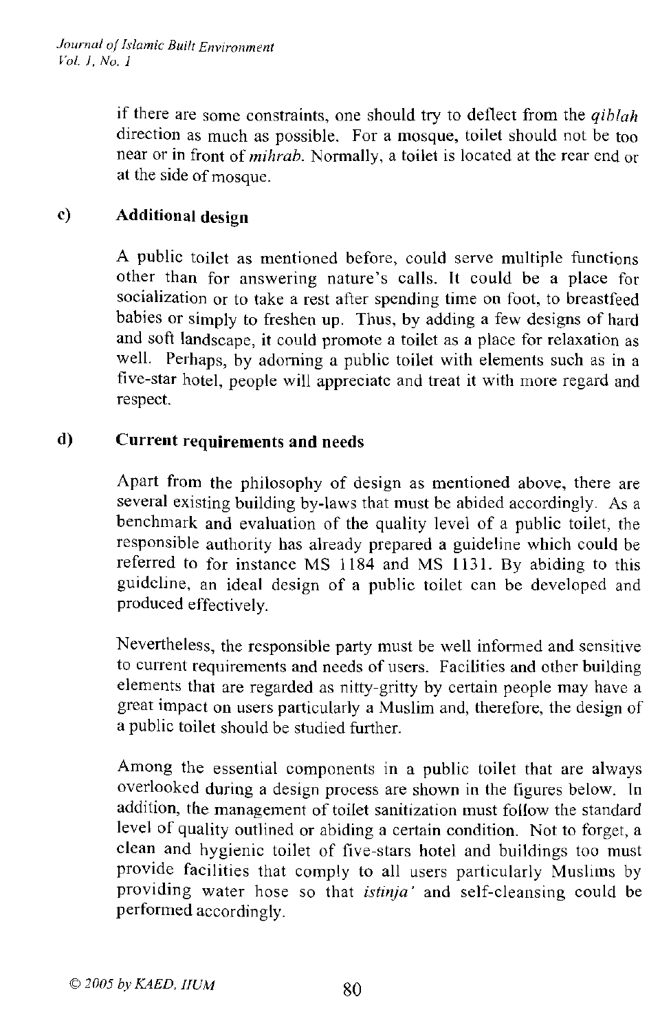if there are some constraints, one should try to deflect from the *qiblah* direction as much as possible. For a mosque, toilet should not be too near or in front of *mihrab*. Normally, a toilet is located at the rear end or at the side of mosque.

### c) Additional design

A public toilet as mentioned before, could serve multiple functions other than for answering nature's calls. It could be a place for socialization or to take a rest after spending time on foot, to breastfeed babies or simply to freshen up. Thus, by adding a few designs of hard and soft landscape, it could promote a toilet as a place for relaxation as well. Perhaps, by adorning a public toilet with elements such as in a five-star hotel, people will appreciate and treat it with more regard and respect.

### d) Current requirements and needs

Apart from the philosophy of design as mentioned above, there are several existing building by-laws that must be abided accordingly. As a benchmark and evaluation of the quality level of a public toilet, the responsible authority has already prepared a guideline which could be referred to for instance MS 1184 and MS 1131. By abiding to this guideline, an ideal design of a public toilet can be developed and produced effectively.

Nevertheless, the responsible party must be well informed and sensitive to current requirements and needs of users. Facilities and other building elements that are regarded as nitty-gritty by certain people may have a great impact on users particularly a Muslim and, therefore, the design of a public toilet should be studied further.

Among the essential components in a public toilet that are always overlooked during a design process are shown in the figures below. In addition, the management of toilet sanitization must follow the standard level of quality outlined or abiding a certain condition. Not to forget, a clean and hygienic toilet of five-stars hotel and buildings too must provide facilities that comply to all users particularly Muslims by providing water hose so that *istinja'* and self-cleansing could be performed accordingly.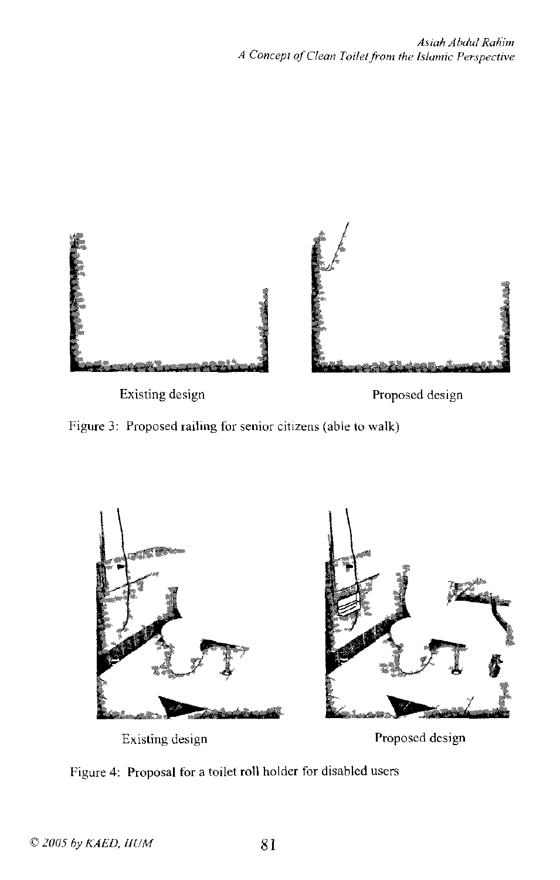Existing design

Proposed design

Figure 3: Proposed railing for senior citizens (able to walk)

Existing design

Proposed design

Figure 4: Proposal for a toilet roll holder for disabled users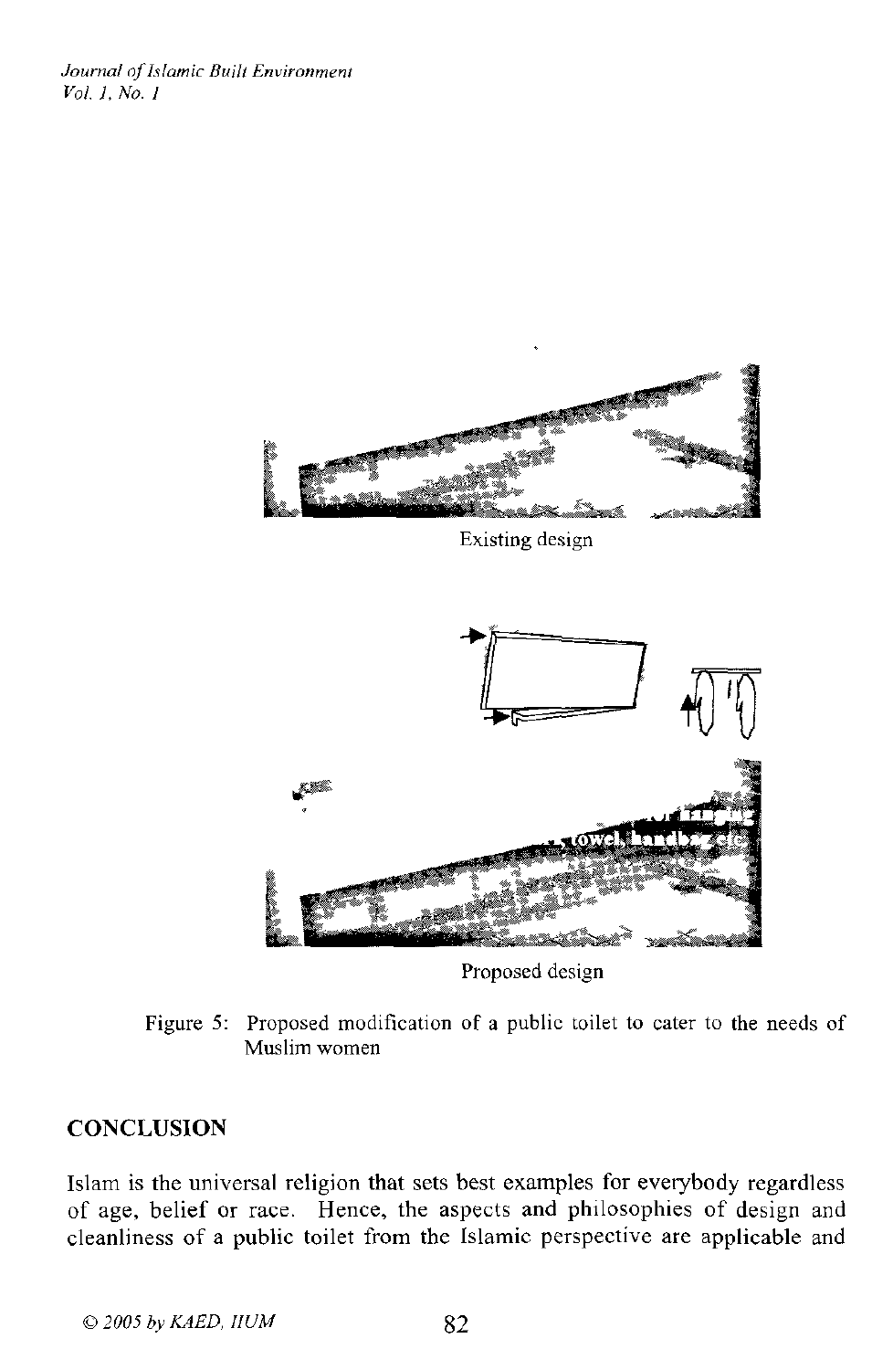Existing design

Proposed design

Figure 5: Proposed modification of a public toilet to cater to the needs of Muslim women

## CONCLUSION

Islam is the universal religion that sets best examples for everybody regardless of age, belief or race. Hence, the aspects and philosophies of design and cleanliness of a public toilet from the Islamic perspective are applicable and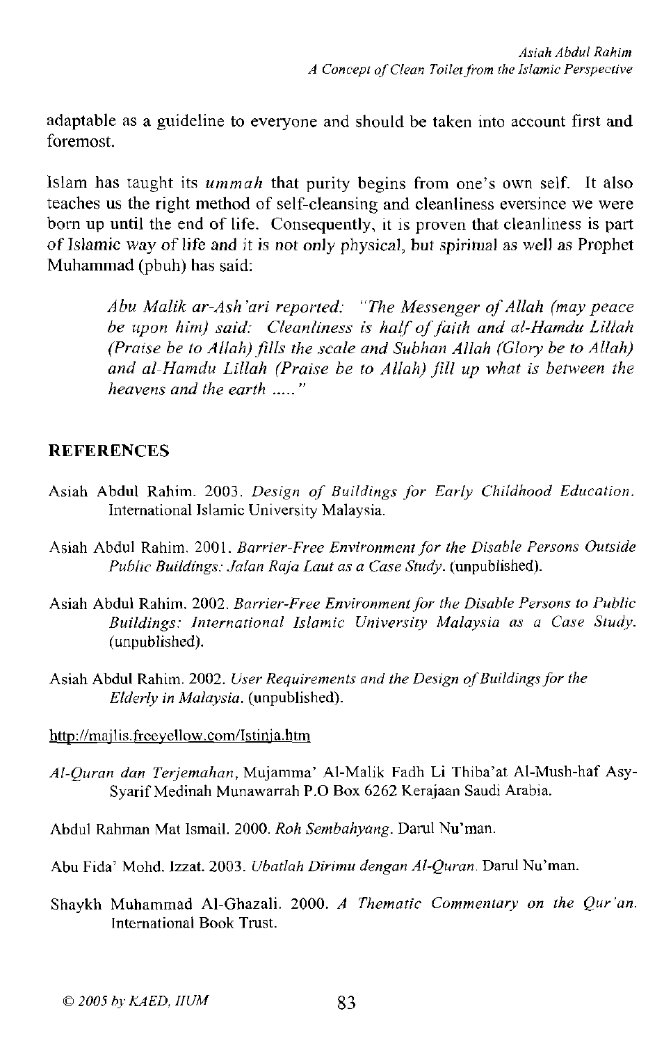adaptable as a guideline to everyone and should be taken into account first and foremost.

Islam has taught its *ummah* that purity begins from one's own self. It also teaches us the right method of self-cleansing and cleanliness eversince we were born up until the end of life. Consequently, it is proven that cleanliness is part of Islamic way of life and it is not only physical, but spiritual as well as Prophet Muhammad (pbuh) has said:

> *Abu Malik ar-Ash'ari reported: "The Messenger of Allah (may peace be upon him) said: Cleanliness is half of faith and al-Hamdu Lillah (Praise be to Allah) fills the scale and Subhan Allah (Glory be to Allah) and al-Hamdu Lillah (Praise be to Allah) fill up what is between the heavens and the earth ....."*

## REFERENCES

Asiah Abdul Rahim. 2003. *Design of Buildings for Early Childhood Education*. International Islamic University Malaysia.

Asiah Abdul Rahim. 2001. *Barrier-Free Environment for the Disable Persons Outside Public Buildings: Jalan Raja Laut as a Case Study*. (unpublished).

Asiah Abdul Rahim. 2002. *Barrier-Free Environment for the Disable Persons to Public Buildings: International Islamic University Malaysia as a Case Study*. (unpublished).

Asiah Abdul Rahim. 2002. *User Requirements and the Design of Buildings for the Elderly in Malaysia*. (unpublished).

http://majlis.freeyellow.com/Istinja.htm

*Al-Quran dan Terjemahan*, Mujamma' Al-Malik Fadh Li Thiba'at Al-Mush-haf Asy-Syarif Medinah Munawarrah P.O Box 6262 Kerajaan Saudi Arabia.

Abdul Rahman Mat Ismail. 2000. *Roh Sembahyang*. Darul Nu'man.

Abu Fida' Mohd. Izzat. 2003. *Ubatlah Dirimu dengan Al-Quran*. Darul Nu'man.

Shaykh Muhammad Al-Ghazali. 2000. *A Thematic Commentary on the Qur'an*. International Book Trust.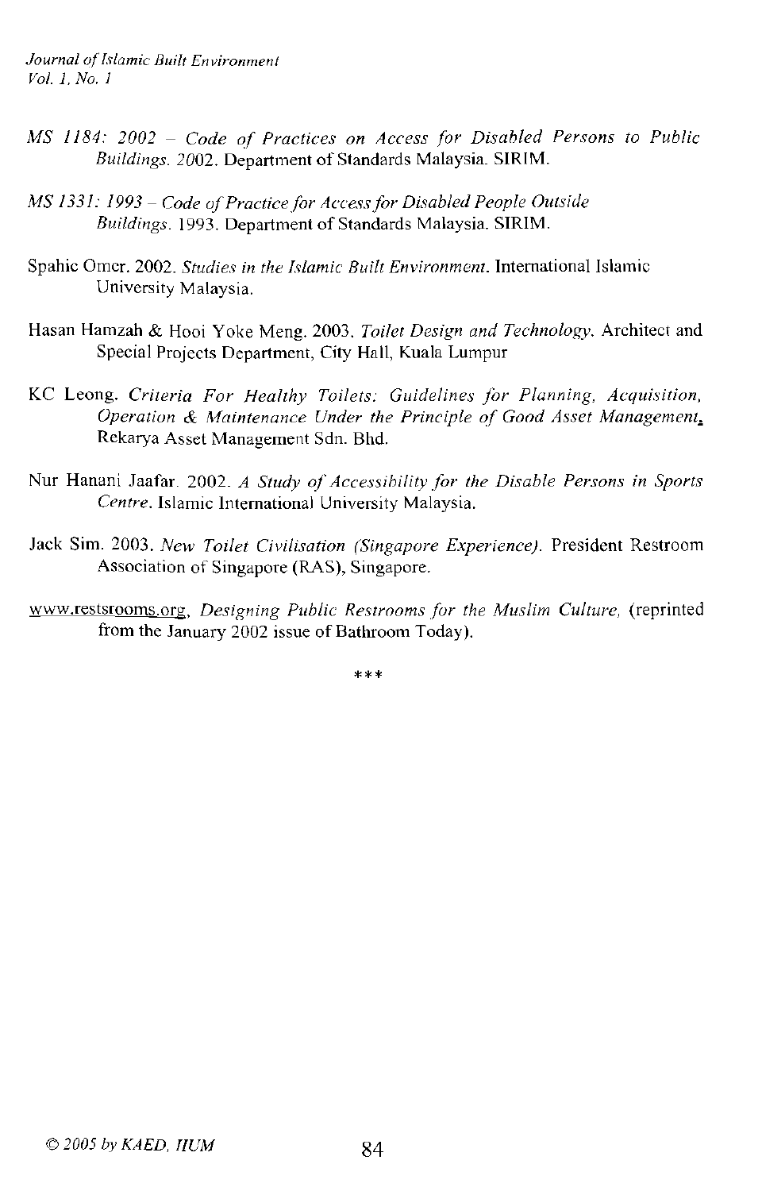*MS 1184: 2002 – Code of Practices on Access for Disabled Persons to Public Buildings.* 2002. Department of Standards Malaysia. SIRIM.

*MS 1331: 1993 – Code of Practice for Access for Disabled People Outside Buildings.* 1993. Department of Standards Malaysia. SIRIM.

Spahic Omer. 2002. *Studies in the Islamic Built Environment.* International Islamic University Malaysia.

Hasan Hamzah & Hooi Yoke Meng. 2003. *Toilet Design and Technology.* Architect and Special Projects Department, City Hall, Kuala Lumpur

KC Leong. *Criteria For Healthy Toilets: Guidelines for Planning, Acquisition, Operation & Maintenance Under the Principle of Good Asset Management.* Rekarya Asset Management Sdn. Bhd.

Nur Hanani Jaafar. 2002. *A Study of Accessibility for the Disable Persons in Sports Centre.* Islamic International University Malaysia.

Jack Sim. 2003. *New Toilet Civilisation (Singapore Experience).* President Restroom Association of Singapore (RAS), Singapore.

www.restsrooms.org, *Designing Public Restrooms for the Muslim Culture,* (reprinted from the January 2002 issue of Bathroom Today).

***